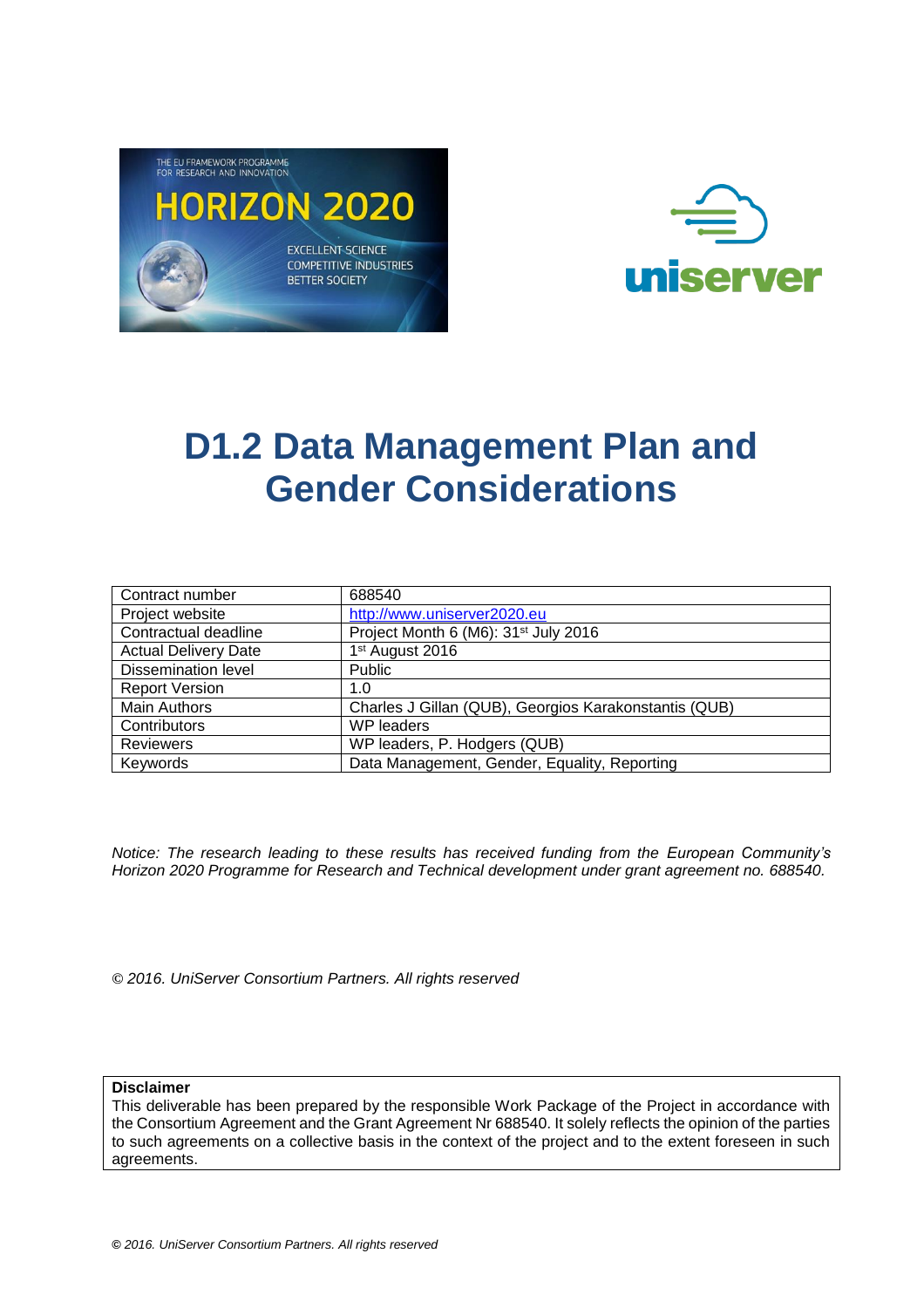# D1.2 Data Management Plan and Gender Considerations

| | |
|---|---|
| Contract number | 688540 |
| Project website | http://www.uniserver2020.eu |
| Contractual deadline | Project Month 6 (M6): 31st July 2016 |
| Actual Delivery Date | 1st August 2016 |
| Dissemination level | Public |
| Report Version | 1.0 |
| Main Authors | Charles J Gillan (QUB), Georgios Karakonstantis (QUB) |
| Contributors | WP leaders |
| Reviewers | WP leaders, P. Hodgers (QUB) |
| Keywords | Data Management, Gender, Equality, Reporting |

*Notice: The research leading to these results has received funding from the European Community's Horizon 2020 Programme for Research and Technical development under grant agreement no. 688540.*

*© 2016. UniServer Consortium Partners. All rights reserved*

**Disclaimer**
This deliverable has been prepared by the responsible Work Package of the Project in accordance with the Consortium Agreement and the Grant Agreement Nr 688540. It solely reflects the opinion of the parties to such agreements on a collective basis in the context of the project and to the extent foreseen in such agreements.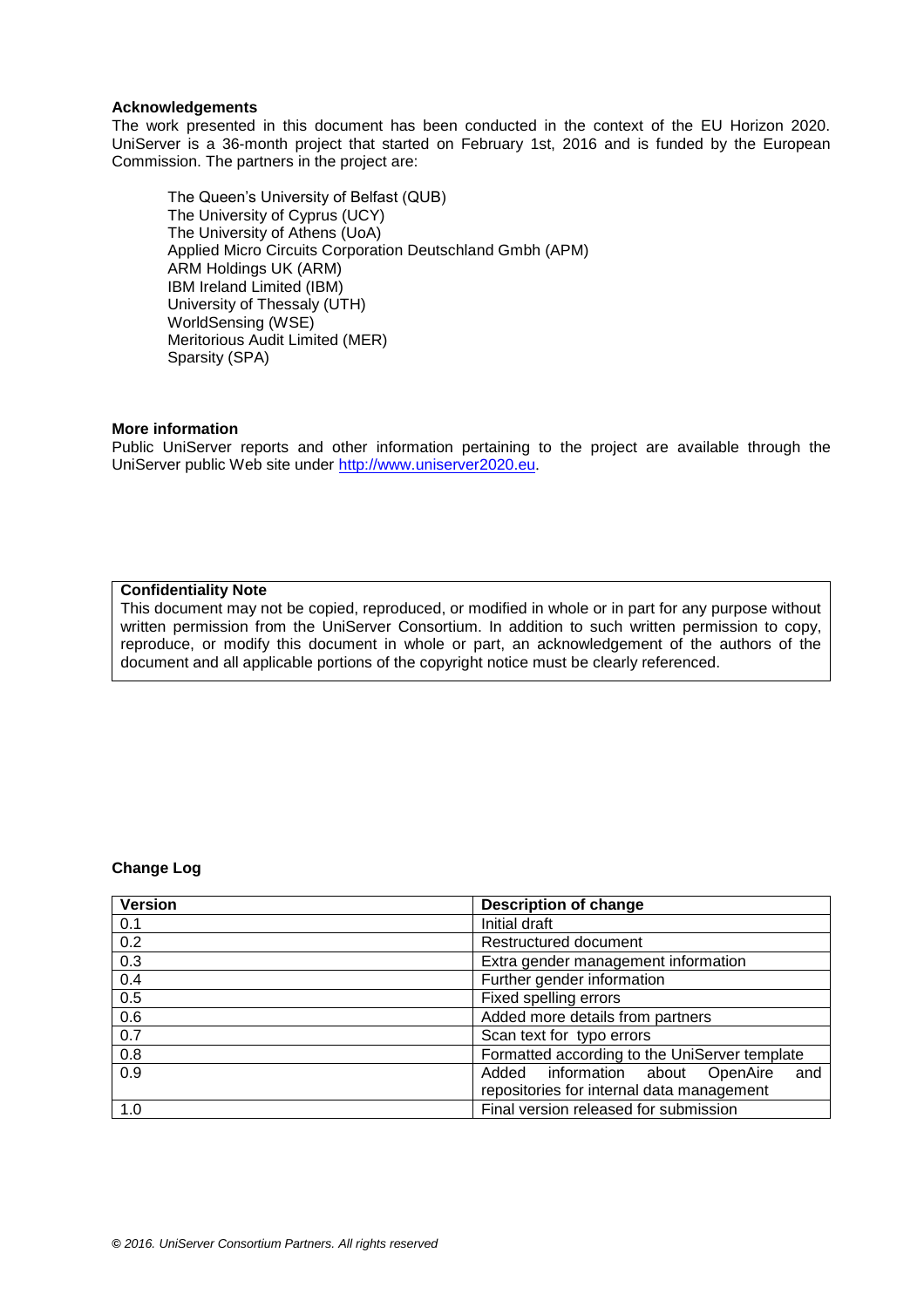**Acknowledgements**

The work presented in this document has been conducted in the context of the EU Horizon 2020. UniServer is a 36-month project that started on February 1st, 2016 and is funded by the European Commission. The partners in the project are:

The Queen's University of Belfast (QUB)
The University of Cyprus (UCY)
The University of Athens (UoA)
Applied Micro Circuits Corporation Deutschland Gmbh (APM)
ARM Holdings UK (ARM)
IBM Ireland Limited (IBM)
University of Thessaly (UTH)
WorldSensing (WSE)
Meritorious Audit Limited (MER)
Sparsity (SPA)

**More information**

Public UniServer reports and other information pertaining to the project are available through the UniServer public Web site under http://www.uniserver2020.eu.

**Confidentiality Note**

This document may not be copied, reproduced, or modified in whole or in part for any purpose without written permission from the UniServer Consortium. In addition to such written permission to copy, reproduce, or modify this document in whole or part, an acknowledgement of the authors of the document and all applicable portions of the copyright notice must be clearly referenced.

**Change Log**

| Version | Description of change |
|---|---|
| 0.1 | Initial draft |
| 0.2 | Restructured document |
| 0.3 | Extra gender management information |
| 0.4 | Further gender information |
| 0.5 | Fixed spelling errors |
| 0.6 | Added more details from partners |
| 0.7 | Scan text for typo errors |
| 0.8 | Formatted according to the UniServer template |
| 0.9 | Added information about OpenAire and repositories for internal data management |
| 1.0 | Final version released for submission |

*© 2016. UniServer Consortium Partners. All rights reserved*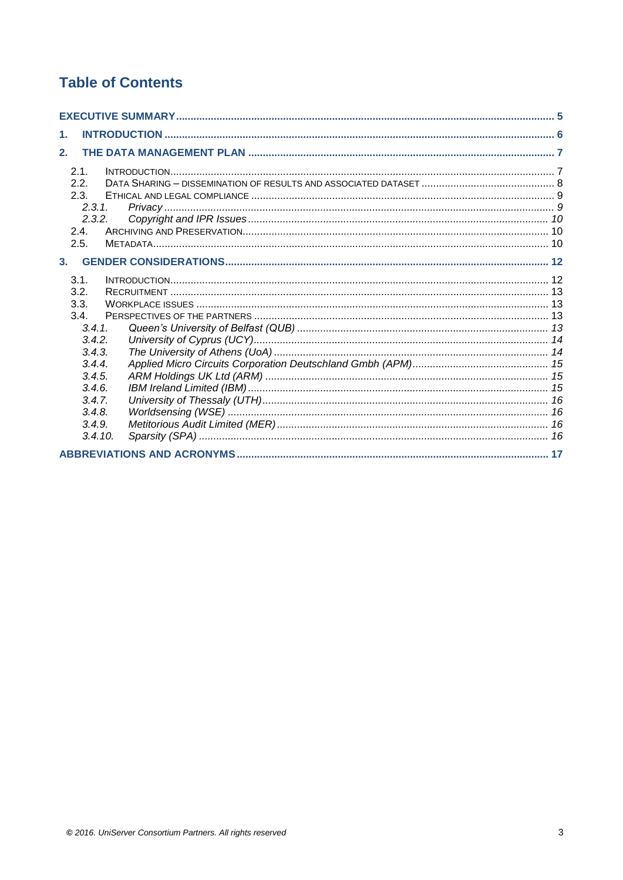# Table of Contents

**EXECUTIVE SUMMARY** ..... 5

**1. INTRODUCTION** ..... 6

**2. THE DATA MANAGEMENT PLAN** ..... 7

- 2.1. INTRODUCTION ..... 7
- 2.2. DATA SHARING – DISSEMINATION OF RESULTS AND ASSOCIATED DATASET ..... 8
- 2.3. ETHICAL AND LEGAL COMPLIANCE ..... 9
  - *2.3.1. Privacy* ..... 9
  - *2.3.2. Copyright and IPR Issues* ..... 10
- 2.4. ARCHIVING AND PRESERVATION ..... 10
- 2.5. METADATA ..... 10

**3. GENDER CONSIDERATIONS** ..... 12

- 3.1. INTRODUCTION ..... 12
- 3.2. RECRUITMENT ..... 13
- 3.3. WORKPLACE ISSUES ..... 13
- 3.4. PERSPECTIVES OF THE PARTNERS ..... 13
  - *3.4.1. Queen's University of Belfast (QUB)* ..... 13
  - *3.4.2. University of Cyprus (UCY)* ..... 14
  - *3.4.3. The University of Athens (UoA)* ..... 14
  - *3.4.4. Applied Micro Circuits Corporation Deutschland Gmbh (APM)* ..... 15
  - *3.4.5. ARM Holdings UK Ltd (ARM)* ..... 15
  - *3.4.6. IBM Ireland Limited (IBM)* ..... 15
  - *3.4.7. University of Thessaly (UTH)* ..... 16
  - *3.4.8. Worldsensing (WSE)* ..... 16
  - *3.4.9. Metitorious Audit Limited (MER)* ..... 16
  - *3.4.10. Sparsity (SPA)* ..... 16

**ABBREVIATIONS AND ACRONYMS** ..... 17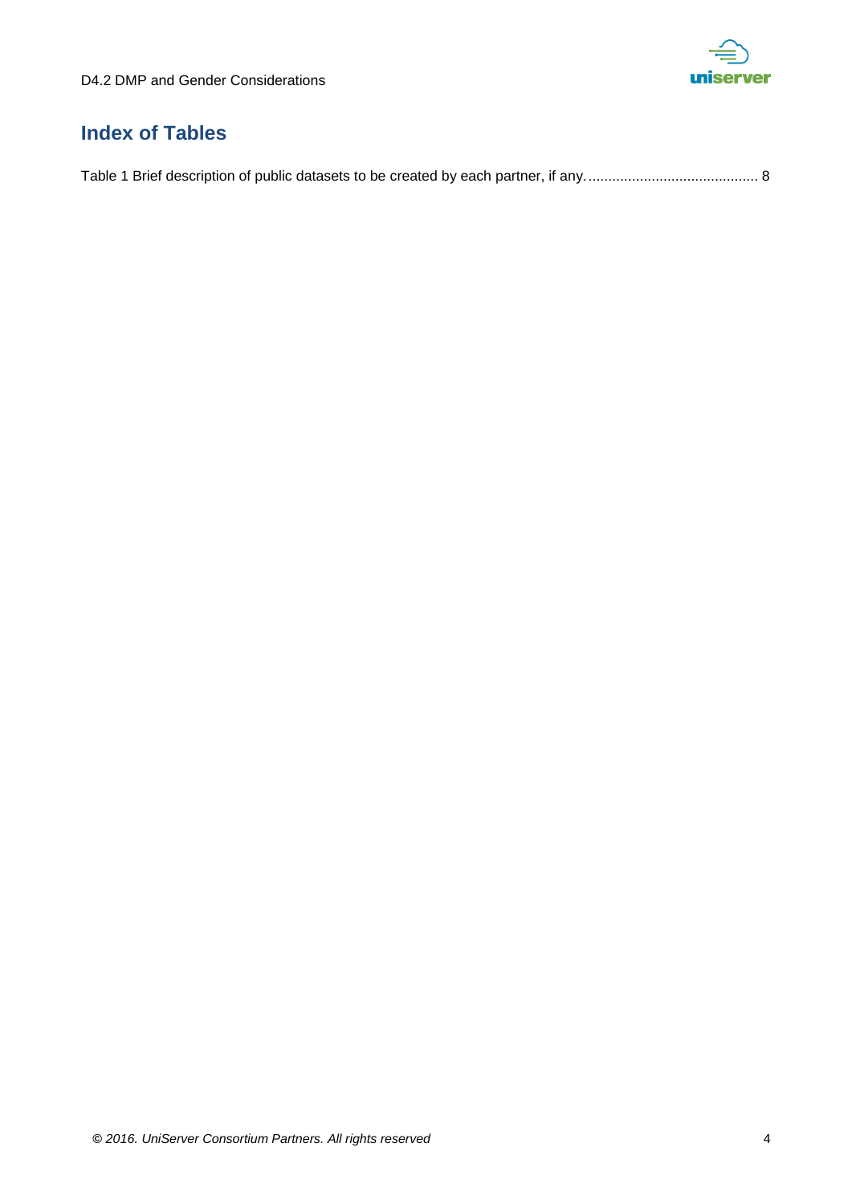# Index of Tables

Table 1 Brief description of public datasets to be created by each partner, if any. .......................................... 8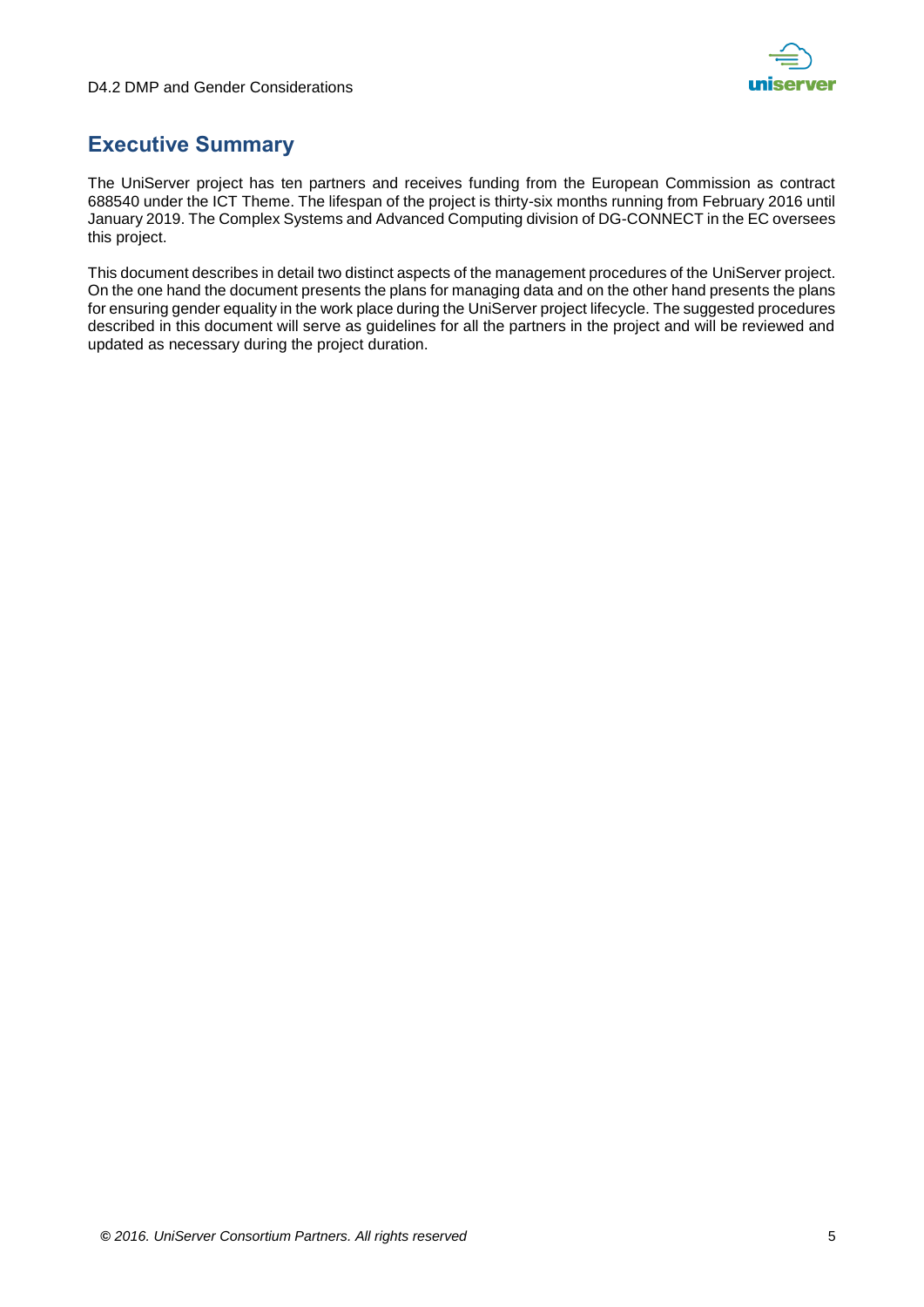## Executive Summary

The UniServer project has ten partners and receives funding from the European Commission as contract 688540 under the ICT Theme. The lifespan of the project is thirty-six months running from February 2016 until January 2019. The Complex Systems and Advanced Computing division of DG-CONNECT in the EC oversees this project.

This document describes in detail two distinct aspects of the management procedures of the UniServer project. On the one hand the document presents the plans for managing data and on the other hand presents the plans for ensuring gender equality in the work place during the UniServer project lifecycle. The suggested procedures described in this document will serve as guidelines for all the partners in the project and will be reviewed and updated as necessary during the project duration.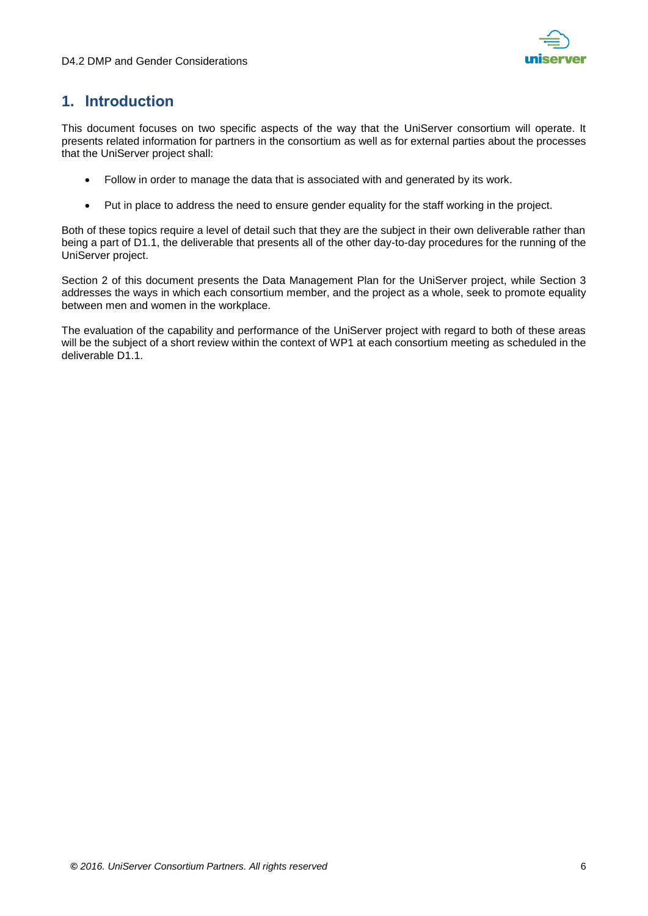# 1. Introduction

This document focuses on two specific aspects of the way that the UniServer consortium will operate. It presents related information for partners in the consortium as well as for external parties about the processes that the UniServer project shall:

- Follow in order to manage the data that is associated with and generated by its work.
- Put in place to address the need to ensure gender equality for the staff working in the project.

Both of these topics require a level of detail such that they are the subject in their own deliverable rather than being a part of D1.1, the deliverable that presents all of the other day-to-day procedures for the running of the UniServer project.

Section 2 of this document presents the Data Management Plan for the UniServer project, while Section 3 addresses the ways in which each consortium member, and the project as a whole, seek to promote equality between men and women in the workplace.

The evaluation of the capability and performance of the UniServer project with regard to both of these areas will be the subject of a short review within the context of WP1 at each consortium meeting as scheduled in the deliverable D1.1.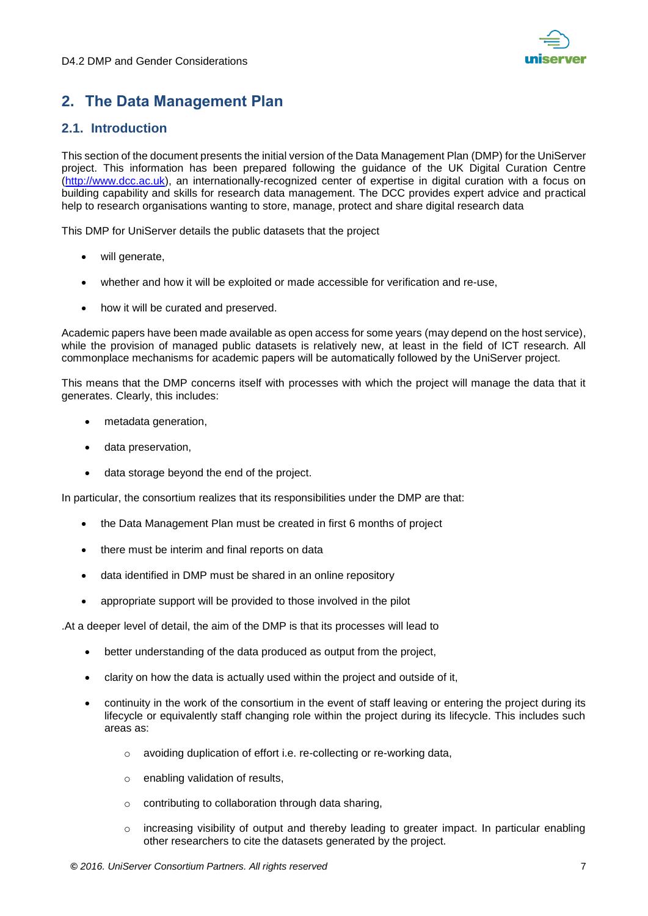## 2. The Data Management Plan

### 2.1. Introduction

This section of the document presents the initial version of the Data Management Plan (DMP) for the UniServer project. This information has been prepared following the guidance of the UK Digital Curation Centre ([http://www.dcc.ac.uk](http://www.dcc.ac.uk)), an internationally-recognized center of expertise in digital curation with a focus on building capability and skills for research data management. The DCC provides expert advice and practical help to research organisations wanting to store, manage, protect and share digital research data

This DMP for UniServer details the public datasets that the project

- will generate,
- whether and how it will be exploited or made accessible for verification and re-use,
- how it will be curated and preserved.

Academic papers have been made available as open access for some years (may depend on the host service), while the provision of managed public datasets is relatively new, at least in the field of ICT research. All commonplace mechanisms for academic papers will be automatically followed by the UniServer project.

This means that the DMP concerns itself with processes with which the project will manage the data that it generates. Clearly, this includes:

- metadata generation,
- data preservation,
- data storage beyond the end of the project.

In particular, the consortium realizes that its responsibilities under the DMP are that:

- the Data Management Plan must be created in first 6 months of project
- there must be interim and final reports on data
- data identified in DMP must be shared in an online repository
- appropriate support will be provided to those involved in the pilot

.At a deeper level of detail, the aim of the DMP is that its processes will lead to

- better understanding of the data produced as output from the project,
- clarity on how the data is actually used within the project and outside of it,
- continuity in the work of the consortium in the event of staff leaving or entering the project during its lifecycle or equivalently staff changing role within the project during its lifecycle. This includes such areas as:
    - avoiding duplication of effort i.e. re-collecting or re-working data,
    - enabling validation of results,
    - contributing to collaboration through data sharing,
    - increasing visibility of output and thereby leading to greater impact. In particular enabling other researchers to cite the datasets generated by the project.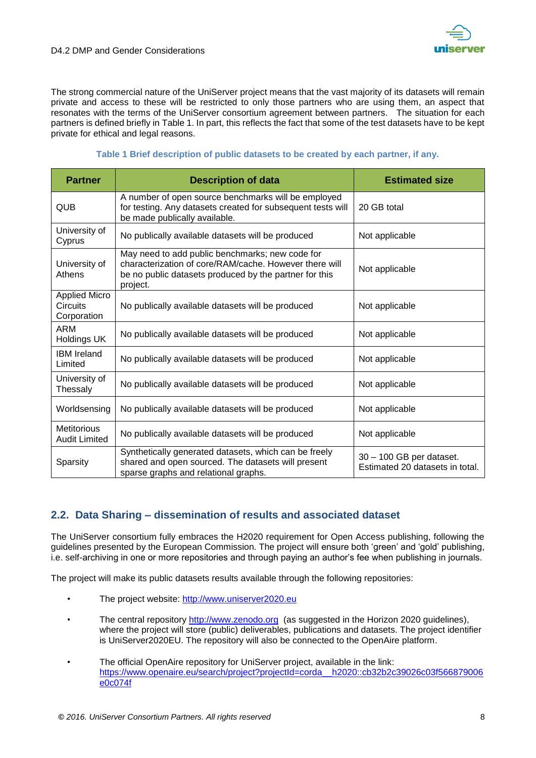The strong commercial nature of the UniServer project means that the vast majority of its datasets will remain private and access to these will be restricted to only those partners who are using them, an aspect that resonates with the terms of the UniServer consortium agreement between partners. The situation for each partners is defined briefly in Table 1. In part, this reflects the fact that some of the test datasets have to be kept private for ethical and legal reasons.

**Table 1 Brief description of public datasets to be created by each partner, if any.**

| Partner | Description of data | Estimated size |
| --- | --- | --- |
| QUB | A number of open source benchmarks will be employed for testing. Any datasets created for subsequent tests will be made publically available. | 20 GB total |
| University of Cyprus | No publically available datasets will be produced | Not applicable |
| University of Athens | May need to add public benchmarks; new code for characterization of core/RAM/cache. However there will be no public datasets produced by the partner for this project. | Not applicable |
| Applied Micro Circuits Corporation | No publically available datasets will be produced | Not applicable |
| ARM Holdings UK | No publically available datasets will be produced | Not applicable |
| IBM Ireland Limited | No publically available datasets will be produced | Not applicable |
| University of Thessaly | No publically available datasets will be produced | Not applicable |
| Worldsensing | No publically available datasets will be produced | Not applicable |
| Metitorious Audit Limited | No publically available datasets will be produced | Not applicable |
| Sparsity | Synthetically generated datasets, which can be freely shared and open sourced. The datasets will present sparse graphs and relational graphs. | 30 – 100 GB per dataset. Estimated 20 datasets in total. |

## 2.2. Data Sharing – dissemination of results and associated dataset

The UniServer consortium fully embraces the H2020 requirement for Open Access publishing, following the guidelines presented by the European Commission. The project will ensure both 'green' and 'gold' publishing, i.e. self-archiving in one or more repositories and through paying an author's fee when publishing in journals.

The project will make its public datasets results available through the following repositories:

- The project website: http://www.uniserver2020.eu
- The central repository http://www.zenodo.org (as suggested in the Horizon 2020 guidelines), where the project will store (public) deliverables, publications and datasets. The project identifier is UniServer2020EU. The repository will also be connected to the OpenAire platform.
- The official OpenAire repository for UniServer project, available in the link: https://www.openaire.eu/search/project?projectId=corda__h2020::cb32b2c39026c03f566879006e0c074f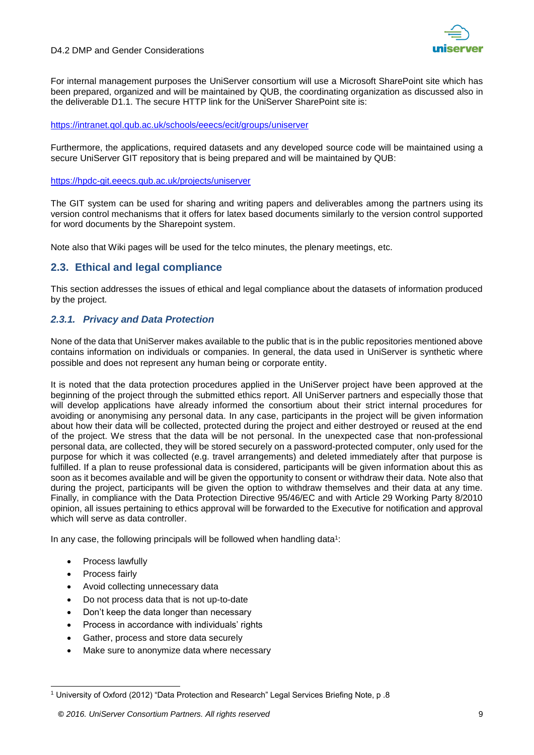For internal management purposes the UniServer consortium will use a Microsoft SharePoint site which has been prepared, organized and will be maintained by QUB, the coordinating organization as discussed also in the deliverable D1.1. The secure HTTP link for the UniServer SharePoint site is:

https://intranet.qol.qub.ac.uk/schools/eeecs/ecit/groups/uniserver

Furthermore, the applications, required datasets and any developed source code will be maintained using a secure UniServer GIT repository that is being prepared and will be maintained by QUB:

https://hpdc-git.eeecs.qub.ac.uk/projects/uniserver

The GIT system can be used for sharing and writing papers and deliverables among the partners using its version control mechanisms that it offers for latex based documents similarly to the version control supported for word documents by the Sharepoint system.

Note also that Wiki pages will be used for the telco minutes, the plenary meetings, etc.

## 2.3. Ethical and legal compliance

This section addresses the issues of ethical and legal compliance about the datasets of information produced by the project.

### *2.3.1. Privacy and Data Protection*

None of the data that UniServer makes available to the public that is in the public repositories mentioned above contains information on individuals or companies. In general, the data used in UniServer is synthetic where possible and does not represent any human being or corporate entity.

It is noted that the data protection procedures applied in the UniServer project have been approved at the beginning of the project through the submitted ethics report. All UniServer partners and especially those that will develop applications have already informed the consortium about their strict internal procedures for avoiding or anonymising any personal data. In any case, participants in the project will be given information about how their data will be collected, protected during the project and either destroyed or reused at the end of the project. We stress that the data will be not personal. In the unexpected case that non-professional personal data, are collected, they will be stored securely on a password-protected computer, only used for the purpose for which it was collected (e.g. travel arrangements) and deleted immediately after that purpose is fulfilled. If a plan to reuse professional data is considered, participants will be given information about this as soon as it becomes available and will be given the opportunity to consent or withdraw their data. Note also that during the project, participants will be given the option to withdraw themselves and their data at any time. Finally, in compliance with the Data Protection Directive 95/46/EC and with Article 29 Working Party 8/2010 opinion, all issues pertaining to ethics approval will be forwarded to the Executive for notification and approval which will serve as data controller.

In any case, the following principals will be followed when handling data[1]:

- Process lawfully
- Process fairly
- Avoid collecting unnecessary data
- Do not process data that is not up-to-date
- Don't keep the data longer than necessary
- Process in accordance with individuals' rights
- Gather, process and store data securely
- Make sure to anonymize data where necessary

[1] University of Oxford (2012) "Data Protection and Research" Legal Services Briefing Note, p .8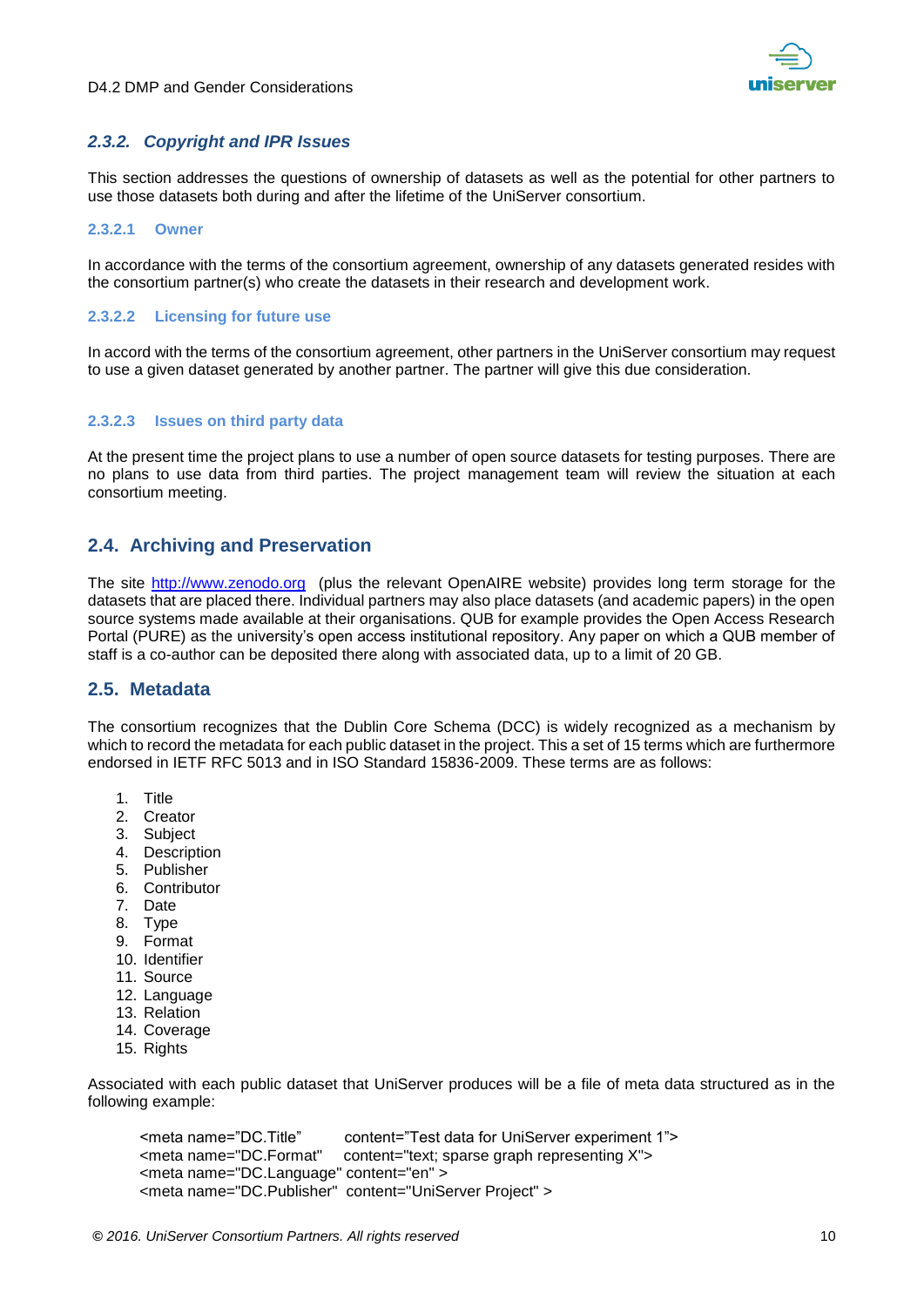### 2.3.2. Copyright and IPR Issues

This section addresses the questions of ownership of datasets as well as the potential for other partners to use those datasets both during and after the lifetime of the UniServer consortium.

#### 2.3.2.1 Owner

In accordance with the terms of the consortium agreement, ownership of any datasets generated resides with the consortium partner(s) who create the datasets in their research and development work.

#### 2.3.2.2 Licensing for future use

In accord with the terms of the consortium agreement, other partners in the UniServer consortium may request to use a given dataset generated by another partner. The partner will give this due consideration.

#### 2.3.2.3 Issues on third party data

At the present time the project plans to use a number of open source datasets for testing purposes. There are no plans to use data from third parties. The project management team will review the situation at each consortium meeting.

## 2.4. Archiving and Preservation

The site http://www.zenodo.org (plus the relevant OpenAIRE website) provides long term storage for the datasets that are placed there. Individual partners may also place datasets (and academic papers) in the open source systems made available at their organisations. QUB for example provides the Open Access Research Portal (PURE) as the university's open access institutional repository. Any paper on which a QUB member of staff is a co-author can be deposited there along with associated data, up to a limit of 20 GB.

## 2.5. Metadata

The consortium recognizes that the Dublin Core Schema (DCC) is widely recognized as a mechanism by which to record the metadata for each public dataset in the project. This a set of 15 terms which are furthermore endorsed in IETF RFC 5013 and in ISO Standard 15836-2009. These terms are as follows:

1. Title
2. Creator
3. Subject
4. Description
5. Publisher
6. Contributor
7. Date
8. Type
9. Format
10. Identifier
11. Source
12. Language
13. Relation
14. Coverage
15. Rights

Associated with each public dataset that UniServer produces will be a file of meta data structured as in the following example:

```
<meta name="DC.Title"       content="Test data for UniServer experiment 1">
<meta name="DC.Format"     content="text; sparse graph representing X">
<meta name="DC.Language" content="en" >
<meta name="DC.Publisher"  content="UniServer Project" >
```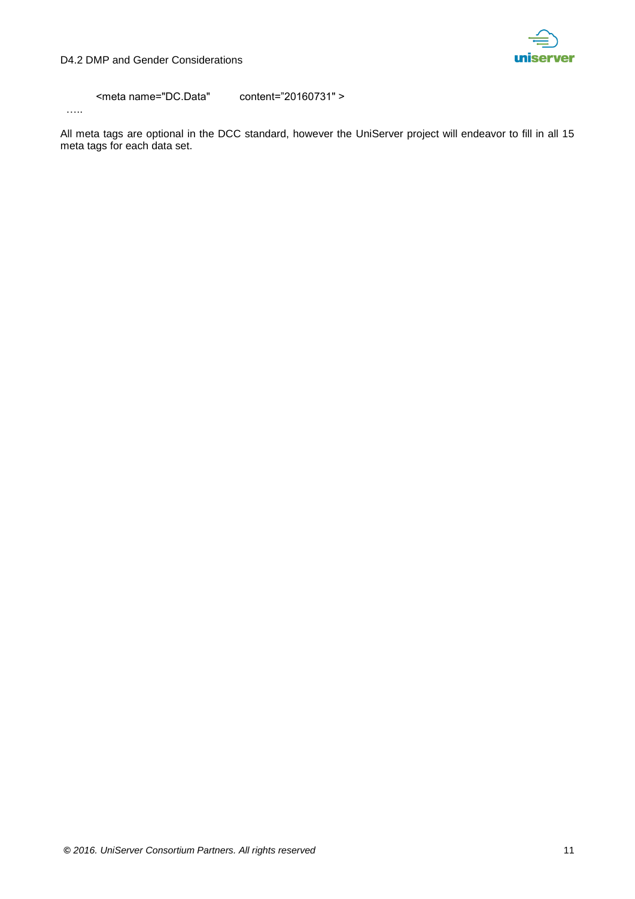```
<meta name="DC.Data"        content="20160731" >
…..
```

All meta tags are optional in the DCC standard, however the UniServer project will endeavor to fill in all 15 meta tags for each data set.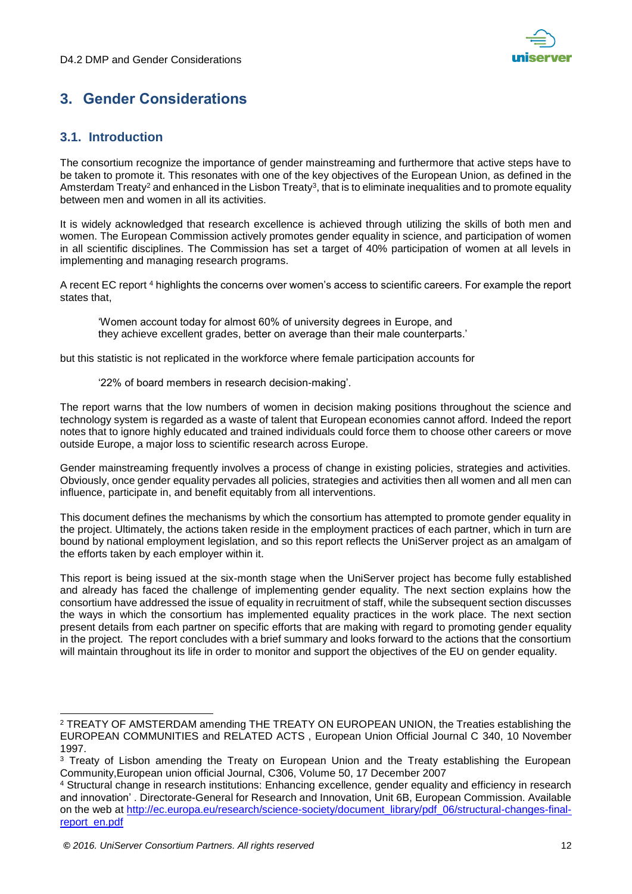# 3. Gender Considerations

## 3.1. Introduction

The consortium recognize the importance of gender mainstreaming and furthermore that active steps have to be taken to promote it. This resonates with one of the key objectives of the European Union, as defined in the Amsterdam Treaty[2] and enhanced in the Lisbon Treaty[3], that is to eliminate inequalities and to promote equality between men and women in all its activities.

It is widely acknowledged that research excellence is achieved through utilizing the skills of both men and women. The European Commission actively promotes gender equality in science, and participation of women in all scientific disciplines. The Commission has set a target of 40% participation of women at all levels in implementing and managing research programs.

A recent EC report [4] highlights the concerns over women's access to scientific careers. For example the report states that,

> 'Women account today for almost 60% of university degrees in Europe, and they achieve excellent grades, better on average than their male counterparts.'

but this statistic is not replicated in the workforce where female participation accounts for

> '22% of board members in research decision-making'.

The report warns that the low numbers of women in decision making positions throughout the science and technology system is regarded as a waste of talent that European economies cannot afford. Indeed the report notes that to ignore highly educated and trained individuals could force them to choose other careers or move outside Europe, a major loss to scientific research across Europe.

Gender mainstreaming frequently involves a process of change in existing policies, strategies and activities. Obviously, once gender equality pervades all policies, strategies and activities then all women and all men can influence, participate in, and benefit equitably from all interventions.

This document defines the mechanisms by which the consortium has attempted to promote gender equality in the project. Ultimately, the actions taken reside in the employment practices of each partner, which in turn are bound by national employment legislation, and so this report reflects the UniServer project as an amalgam of the efforts taken by each employer within it.

This report is being issued at the six-month stage when the UniServer project has become fully established and already has faced the challenge of implementing gender equality. The next section explains how the consortium have addressed the issue of equality in recruitment of staff, while the subsequent section discusses the ways in which the consortium has implemented equality practices in the work place. The next section present details from each partner on specific efforts that are making with regard to promoting gender equality in the project. The report concludes with a brief summary and looks forward to the actions that the consortium will maintain throughout its life in order to monitor and support the objectives of the EU on gender equality.

---

[2] TREATY OF AMSTERDAM amending THE TREATY ON EUROPEAN UNION, the Treaties establishing the EUROPEAN COMMUNITIES and RELATED ACTS , European Union Official Journal C 340, 10 November 1997.

[3] Treaty of Lisbon amending the Treaty on European Union and the Treaty establishing the European Community,European union official Journal, C306, Volume 50, 17 December 2007

[4] Structural change in research institutions: Enhancing excellence, gender equality and efficiency in research and innovation' . Directorate-General for Research and Innovation, Unit 6B, European Commission. Available on the web at [http://ec.europa.eu/research/science-society/document_library/pdf_06/structural-changes-final-report_en.pdf](http://ec.europa.eu/research/science-society/document_library/pdf_06/structural-changes-final-report_en.pdf)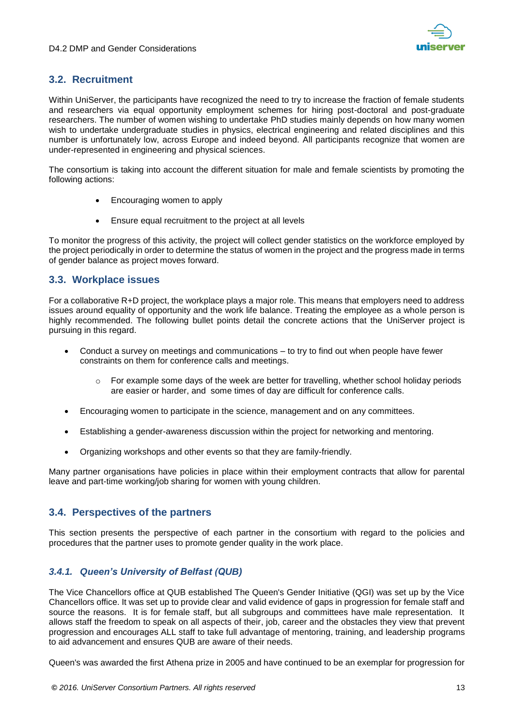## 3.2. Recruitment

Within UniServer, the participants have recognized the need to try to increase the fraction of female students and researchers via equal opportunity employment schemes for hiring post-doctoral and post-graduate researchers. The number of women wishing to undertake PhD studies mainly depends on how many women wish to undertake undergraduate studies in physics, electrical engineering and related disciplines and this number is unfortunately low, across Europe and indeed beyond. All participants recognize that women are under-represented in engineering and physical sciences.

The consortium is taking into account the different situation for male and female scientists by promoting the following actions:

- Encouraging women to apply
- Ensure equal recruitment to the project at all levels

To monitor the progress of this activity, the project will collect gender statistics on the workforce employed by the project periodically in order to determine the status of women in the project and the progress made in terms of gender balance as project moves forward.

## 3.3. Workplace issues

For a collaborative R+D project, the workplace plays a major role. This means that employers need to address issues around equality of opportunity and the work life balance. Treating the employee as a whole person is highly recommended. The following bullet points detail the concrete actions that the UniServer project is pursuing in this regard.

- Conduct a survey on meetings and communications – to try to find out when people have fewer constraints on them for conference calls and meetings.
    - For example some days of the week are better for travelling, whether school holiday periods are easier or harder, and some times of day are difficult for conference calls.
- Encouraging women to participate in the science, management and on any committees.
- Establishing a gender-awareness discussion within the project for networking and mentoring.
- Organizing workshops and other events so that they are family-friendly.

Many partner organisations have policies in place within their employment contracts that allow for parental leave and part-time working/job sharing for women with young children.

## 3.4. Perspectives of the partners

This section presents the perspective of each partner in the consortium with regard to the policies and procedures that the partner uses to promote gender quality in the work place.

### *3.4.1. Queen's University of Belfast (QUB)*

The Vice Chancellors office at QUB established The Queen's Gender Initiative (QGI) was set up by the Vice Chancellors office. It was set up to provide clear and valid evidence of gaps in progression for female staff and source the reasons. It is for female staff, but all subgroups and committees have male representation. It allows staff the freedom to speak on all aspects of their, job, career and the obstacles they view that prevent progression and encourages ALL staff to take full advantage of mentoring, training, and leadership programs to aid advancement and ensures QUB are aware of their needs.

Queen's was awarded the first Athena prize in 2005 and have continued to be an exemplar for progression for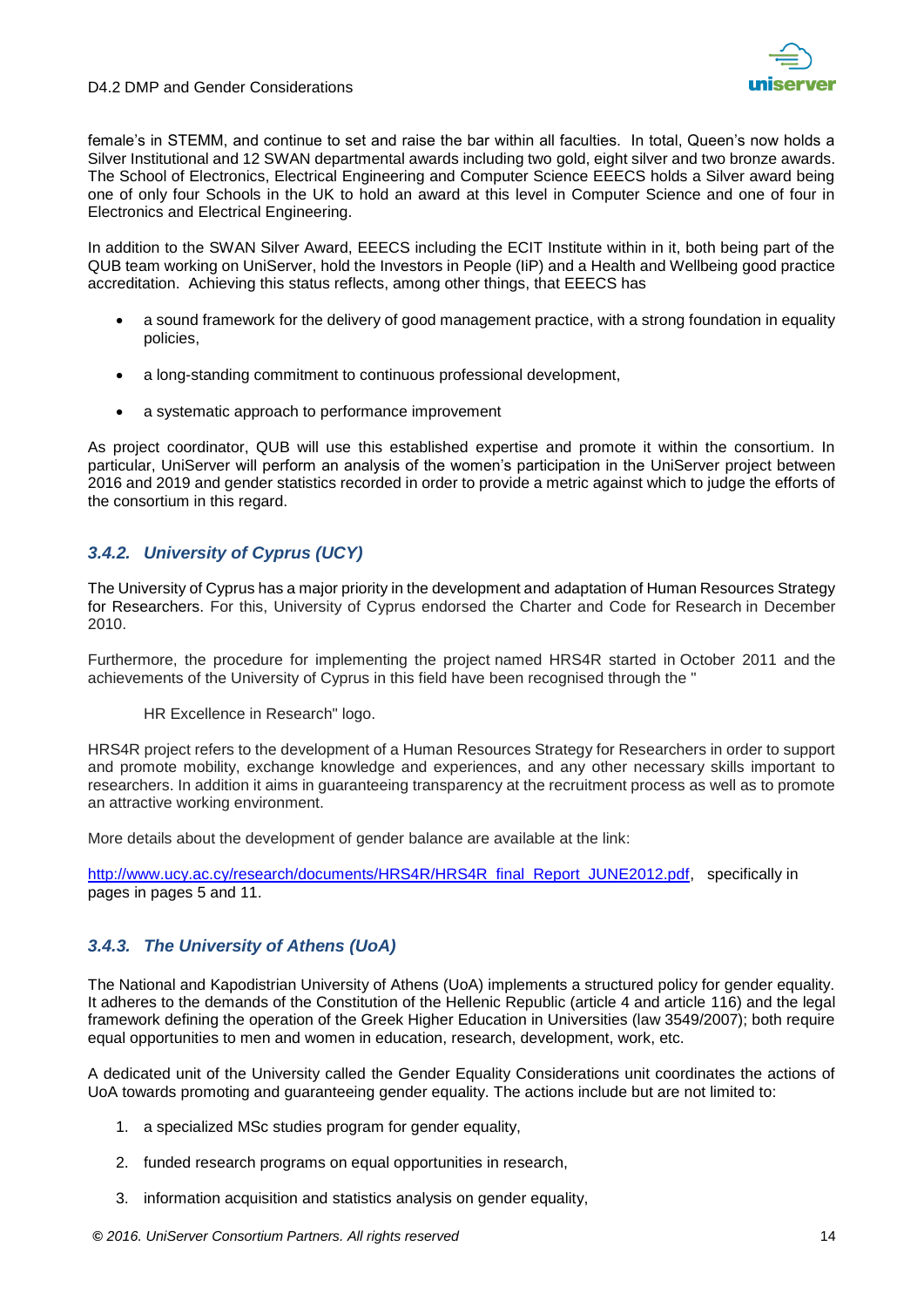female's in STEMM, and continue to set and raise the bar within all faculties. In total, Queen's now holds a Silver Institutional and 12 SWAN departmental awards including two gold, eight silver and two bronze awards. The School of Electronics, Electrical Engineering and Computer Science EEECS holds a Silver award being one of only four Schools in the UK to hold an award at this level in Computer Science and one of four in Electronics and Electrical Engineering.

In addition to the SWAN Silver Award, EEECS including the ECIT Institute within in it, both being part of the QUB team working on UniServer, hold the Investors in People (IiP) and a Health and Wellbeing good practice accreditation. Achieving this status reflects, among other things, that EEECS has

- a sound framework for the delivery of good management practice, with a strong foundation in equality policies,
- a long-standing commitment to continuous professional development,
- a systematic approach to performance improvement

As project coordinator, QUB will use this established expertise and promote it within the consortium. In particular, UniServer will perform an analysis of the women's participation in the UniServer project between 2016 and 2019 and gender statistics recorded in order to provide a metric against which to judge the efforts of the consortium in this regard.

### *3.4.2. University of Cyprus (UCY)*

The University of Cyprus has a major priority in the development and adaptation of Human Resources Strategy for Researchers. For this, University of Cyprus endorsed the Charter and Code for Research in December 2010.

Furthermore, the procedure for implementing the project named HRS4R started in October 2011 and the achievements of the University of Cyprus in this field have been recognised through the "

HR Excellence in Research" logo.

HRS4R project refers to the development of a Human Resources Strategy for Researchers in order to support and promote mobility, exchange knowledge and experiences, and any other necessary skills important to researchers. In addition it aims in guaranteeing transparency at the recruitment process as well as to promote an attractive working environment.

More details about the development of gender balance are available at the link:

[http://www.ucy.ac.cy/research/documents/HRS4R/HRS4R_final_Report_JUNE2012.pdf](http://www.ucy.ac.cy/research/documents/HRS4R/HRS4R_final_Report_JUNE2012.pdf), specifically in pages in pages 5 and 11.

### *3.4.3. The University of Athens (UoA)*

The National and Kapodistrian University of Athens (UoA) implements a structured policy for gender equality. It adheres to the demands of the Constitution of the Hellenic Republic (article 4 and article 116) and the legal framework defining the operation of the Greek Higher Education in Universities (law 3549/2007); both require equal opportunities to men and women in education, research, development, work, etc.

A dedicated unit of the University called the Gender Equality Considerations unit coordinates the actions of UoA towards promoting and guaranteeing gender equality. The actions include but are not limited to:

1. a specialized MSc studies program for gender equality,
2. funded research programs on equal opportunities in research,
3. information acquisition and statistics analysis on gender equality,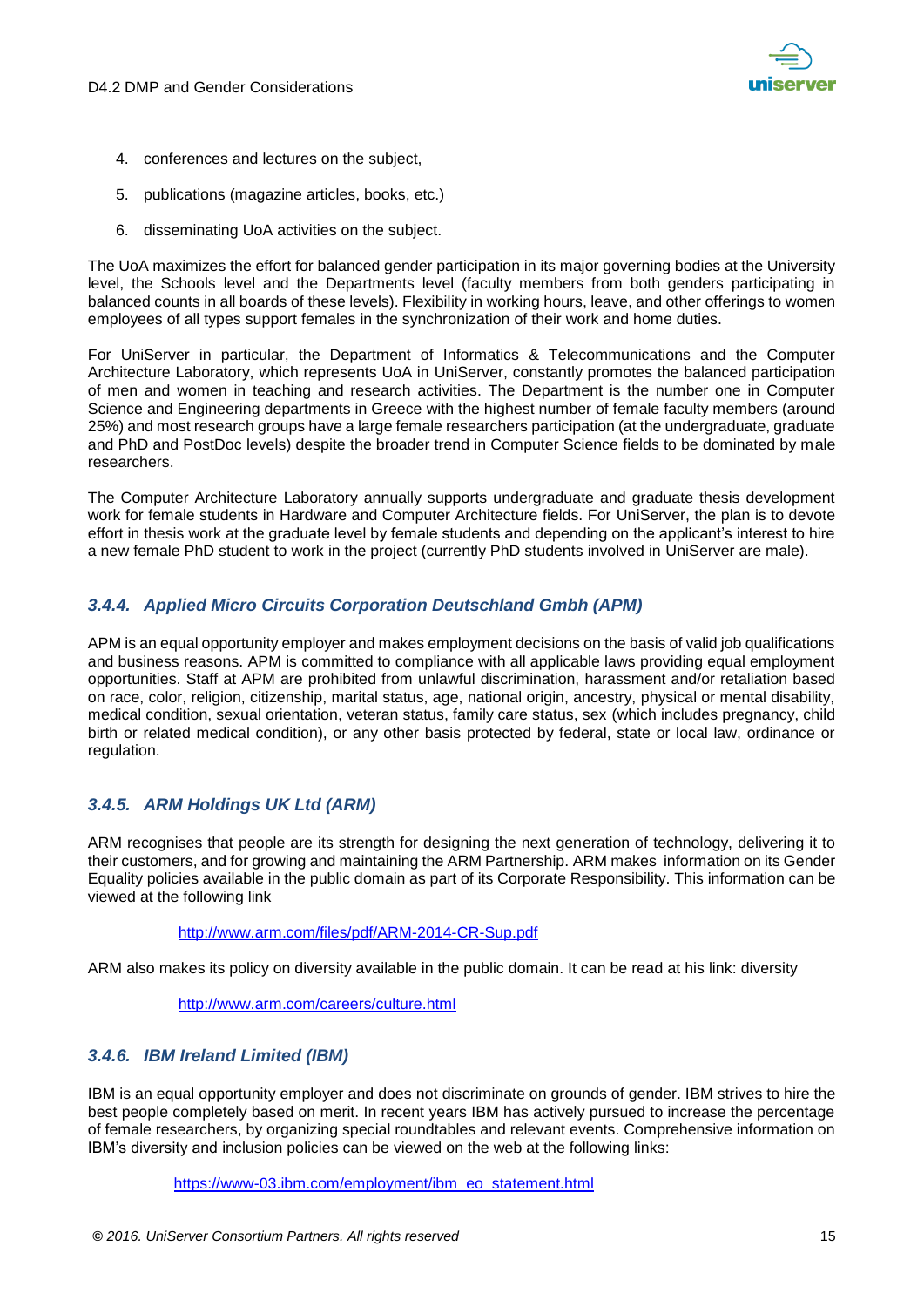4. conferences and lectures on the subject,
5. publications (magazine articles, books, etc.)
6. disseminating UoA activities on the subject.

The UoA maximizes the effort for balanced gender participation in its major governing bodies at the University level, the Schools level and the Departments level (faculty members from both genders participating in balanced counts in all boards of these levels). Flexibility in working hours, leave, and other offerings to women employees of all types support females in the synchronization of their work and home duties.

For UniServer in particular, the Department of Informatics & Telecommunications and the Computer Architecture Laboratory, which represents UoA in UniServer, constantly promotes the balanced participation of men and women in teaching and research activities. The Department is the number one in Computer Science and Engineering departments in Greece with the highest number of female faculty members (around 25%) and most research groups have a large female researchers participation (at the undergraduate, graduate and PhD and PostDoc levels) despite the broader trend in Computer Science fields to be dominated by male researchers.

The Computer Architecture Laboratory annually supports undergraduate and graduate thesis development work for female students in Hardware and Computer Architecture fields. For UniServer, the plan is to devote effort in thesis work at the graduate level by female students and depending on the applicant's interest to hire a new female PhD student to work in the project (currently PhD students involved in UniServer are male).

### *3.4.4. Applied Micro Circuits Corporation Deutschland Gmbh (APM)*

APM is an equal opportunity employer and makes employment decisions on the basis of valid job qualifications and business reasons. APM is committed to compliance with all applicable laws providing equal employment opportunities. Staff at APM are prohibited from unlawful discrimination, harassment and/or retaliation based on race, color, religion, citizenship, marital status, age, national origin, ancestry, physical or mental disability, medical condition, sexual orientation, veteran status, family care status, sex (which includes pregnancy, child birth or related medical condition), or any other basis protected by federal, state or local law, ordinance or regulation.

### *3.4.5. ARM Holdings UK Ltd (ARM)*

ARM recognises that people are its strength for designing the next generation of technology, delivering it to their customers, and for growing and maintaining the ARM Partnership. ARM makes information on its Gender Equality policies available in the public domain as part of its Corporate Responsibility. This information can be viewed at the following link

http://www.arm.com/files/pdf/ARM-2014-CR-Sup.pdf

ARM also makes its policy on diversity available in the public domain. It can be read at his link: diversity

http://www.arm.com/careers/culture.html

### *3.4.6. IBM Ireland Limited (IBM)*

IBM is an equal opportunity employer and does not discriminate on grounds of gender. IBM strives to hire the best people completely based on merit. In recent years IBM has actively pursued to increase the percentage of female researchers, by organizing special roundtables and relevant events. Comprehensive information on IBM's diversity and inclusion policies can be viewed on the web at the following links:

https://www-03.ibm.com/employment/ibm_eo_statement.html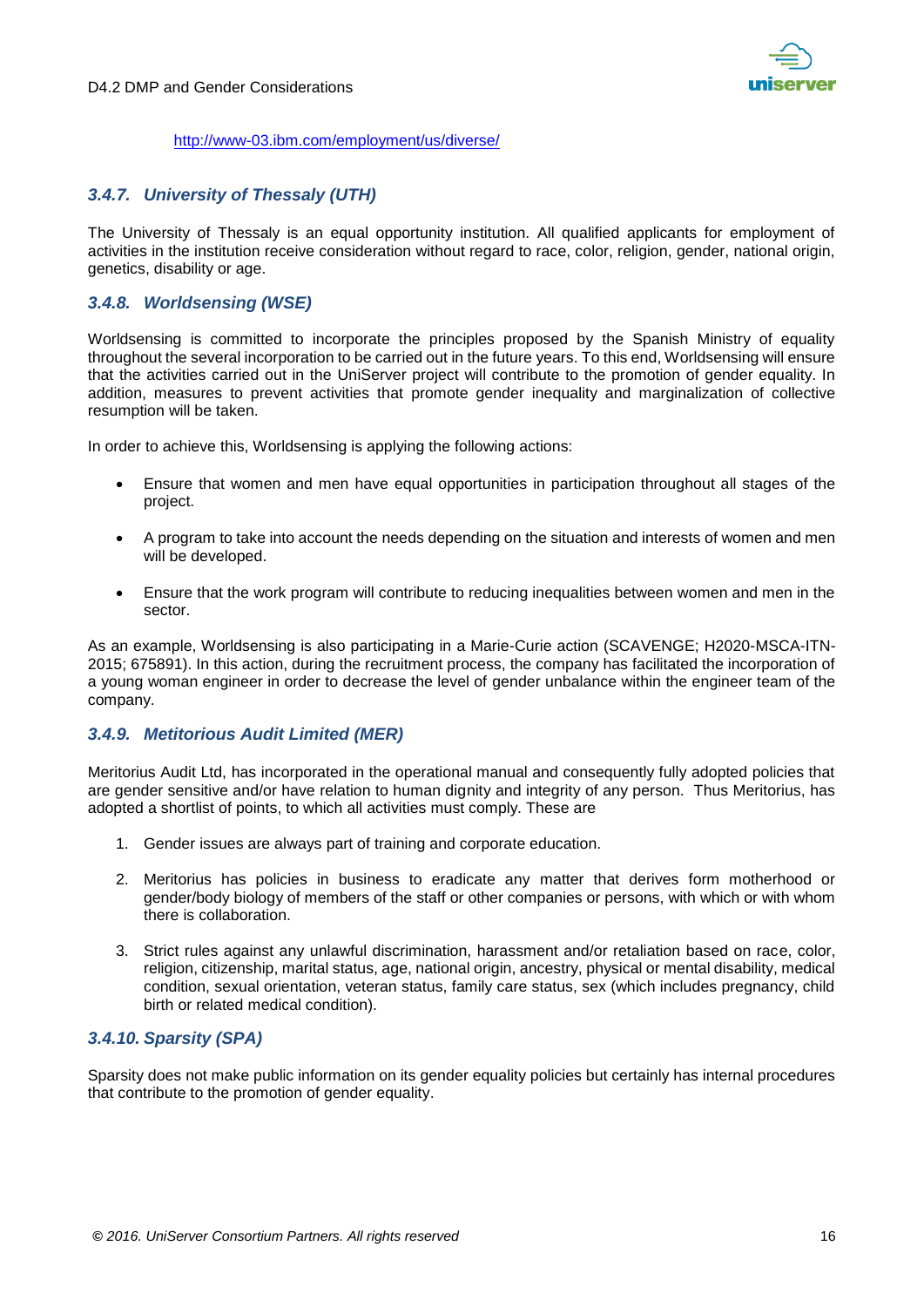http://www-03.ibm.com/employment/us/diverse/

### 3.4.7. University of Thessaly (UTH)

The University of Thessaly is an equal opportunity institution. All qualified applicants for employment of activities in the institution receive consideration without regard to race, color, religion, gender, national origin, genetics, disability or age.

### 3.4.8. Worldsensing (WSE)

Worldsensing is committed to incorporate the principles proposed by the Spanish Ministry of equality throughout the several incorporation to be carried out in the future years. To this end, Worldsensing will ensure that the activities carried out in the UniServer project will contribute to the promotion of gender equality. In addition, measures to prevent activities that promote gender inequality and marginalization of collective resumption will be taken.

In order to achieve this, Worldsensing is applying the following actions:

- Ensure that women and men have equal opportunities in participation throughout all stages of the project.
- A program to take into account the needs depending on the situation and interests of women and men will be developed.
- Ensure that the work program will contribute to reducing inequalities between women and men in the sector.

As an example, Worldsensing is also participating in a Marie-Curie action (SCAVENGE; H2020-MSCA-ITN-2015; 675891). In this action, during the recruitment process, the company has facilitated the incorporation of a young woman engineer in order to decrease the level of gender unbalance within the engineer team of the company.

### 3.4.9. Metitorious Audit Limited (MER)

Meritorius Audit Ltd, has incorporated in the operational manual and consequently fully adopted policies that are gender sensitive and/or have relation to human dignity and integrity of any person. Thus Meritorius, has adopted a shortlist of points, to which all activities must comply. These are

1. Gender issues are always part of training and corporate education.
2. Meritorius has policies in business to eradicate any matter that derives form motherhood or gender/body biology of members of the staff or other companies or persons, with which or with whom there is collaboration.
3. Strict rules against any unlawful discrimination, harassment and/or retaliation based on race, color, religion, citizenship, marital status, age, national origin, ancestry, physical or mental disability, medical condition, sexual orientation, veteran status, family care status, sex (which includes pregnancy, child birth or related medical condition).

### 3.4.10. Sparsity (SPA)

Sparsity does not make public information on its gender equality policies but certainly has internal procedures that contribute to the promotion of gender equality.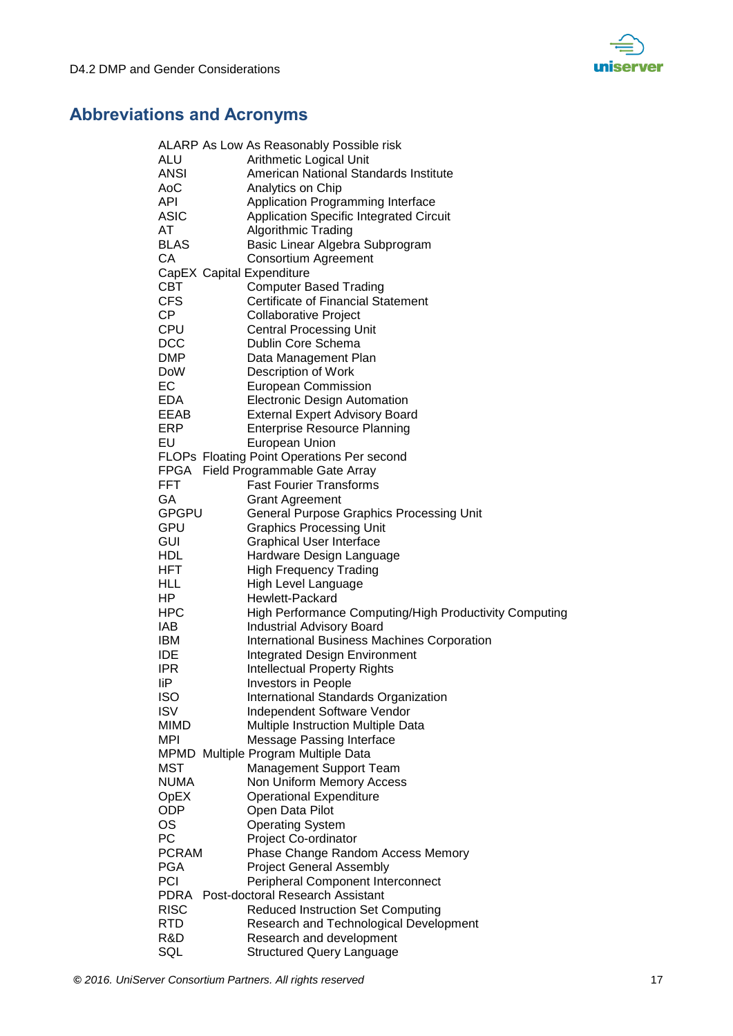## Abbreviations and Acronyms

| | |
|---|---|
| ALARP | As Low As Reasonably Possible risk |
| ALU | Arithmetic Logical Unit |
| ANSI | American National Standards Institute |
| AoC | Analytics on Chip |
| API | Application Programming Interface |
| ASIC | Application Specific Integrated Circuit |
| AT | Algorithmic Trading |
| BLAS | Basic Linear Algebra Subprogram |
| CA | Consortium Agreement |
| CapEX | Capital Expenditure |
| CBT | Computer Based Trading |
| CFS | Certificate of Financial Statement |
| CP | Collaborative Project |
| CPU | Central Processing Unit |
| DCC | Dublin Core Schema |
| DMP | Data Management Plan |
| DoW | Description of Work |
| EC | European Commission |
| EDA | Electronic Design Automation |
| EEAB | External Expert Advisory Board |
| ERP | Enterprise Resource Planning |
| EU | European Union |
| FLOPs | Floating Point Operations Per second |
| FPGA | Field Programmable Gate Array |
| FFT | Fast Fourier Transforms |
| GA | Grant Agreement |
| GPGPU | General Purpose Graphics Processing Unit |
| GPU | Graphics Processing Unit |
| GUI | Graphical User Interface |
| HDL | Hardware Design Language |
| HFT | High Frequency Trading |
| HLL | High Level Language |
| HP | Hewlett-Packard |
| HPC | High Performance Computing/High Productivity Computing |
| IAB | Industrial Advisory Board |
| IBM | International Business Machines Corporation |
| IDE | Integrated Design Environment |
| IPR | Intellectual Property Rights |
| IiP | Investors in People |
| ISO | International Standards Organization |
| ISV | Independent Software Vendor |
| MIMD | Multiple Instruction Multiple Data |
| MPI | Message Passing Interface |
| MPMD | Multiple Program Multiple Data |
| MST | Management Support Team |
| NUMA | Non Uniform Memory Access |
| OpEX | Operational Expenditure |
| ODP | Open Data Pilot |
| OS | Operating System |
| PC | Project Co-ordinator |
| PCRAM | Phase Change Random Access Memory |
| PGA | Project General Assembly |
| PCI | Peripheral Component Interconnect |
| PDRA | Post-doctoral Research Assistant |
| RISC | Reduced Instruction Set Computing |
| RTD | Research and Technological Development |
| R&D | Research and development |
| SQL | Structured Query Language |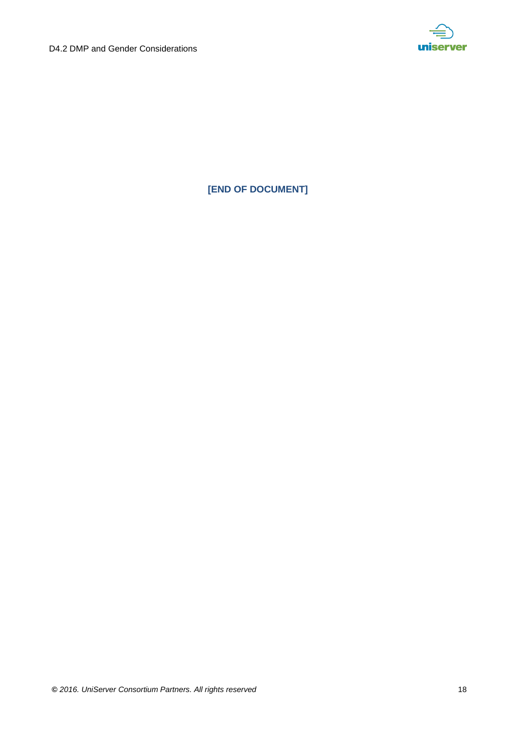**[END OF DOCUMENT]**